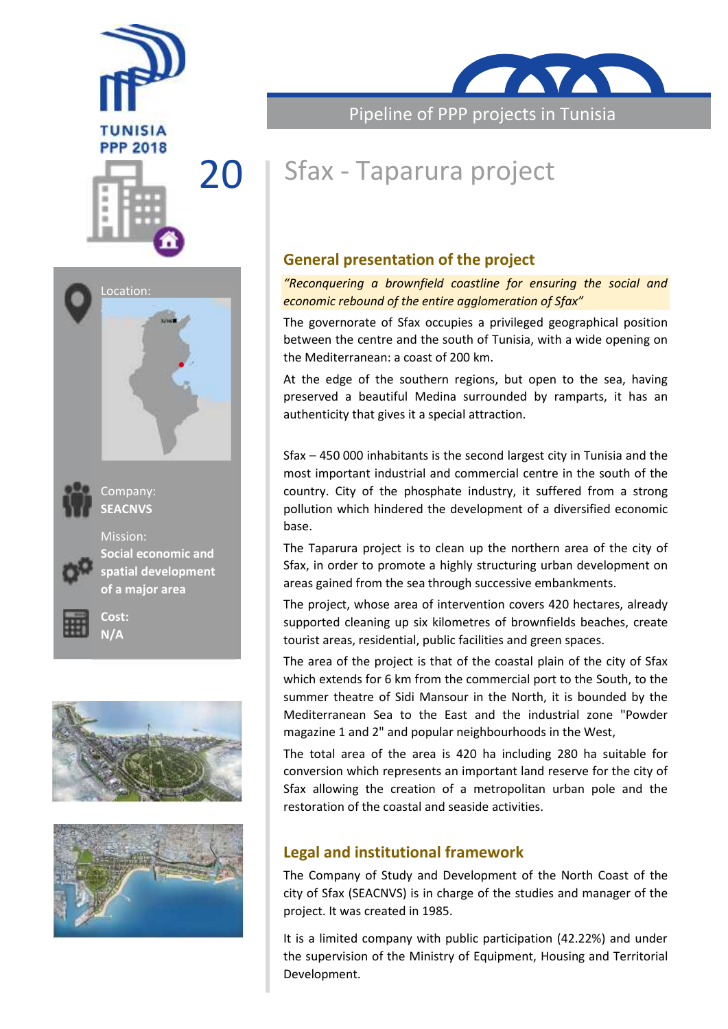# Sfax - Taparura project

20

Location:

Company:
**SEACNVS**

Mission:
**Social economic and spatial development of a major area**

**Cost:**
**N/A**

## General presentation of the project

*"Reconquering a brownfield coastline for ensuring the social and economic rebound of the entire agglomeration of Sfax"*

The governorate of Sfax occupies a privileged geographical position between the centre and the south of Tunisia, with a wide opening on the Mediterranean: a coast of 200 km.

At the edge of the southern regions, but open to the sea, having preserved a beautiful Medina surrounded by ramparts, it has an authenticity that gives it a special attraction.

Sfax – 450 000 inhabitants is the second largest city in Tunisia and the most important industrial and commercial centre in the south of the country. City of the phosphate industry, it suffered from a strong pollution which hindered the development of a diversified economic base.

The Taparura project is to clean up the northern area of the city of Sfax, in order to promote a highly structuring urban development on areas gained from the sea through successive embankments.

The project, whose area of intervention covers 420 hectares, already supported cleaning up six kilometres of brownfields beaches, create tourist areas, residential, public facilities and green spaces.

The area of the project is that of the coastal plain of the city of Sfax which extends for 6 km from the commercial port to the South, to the summer theatre of Sidi Mansour in the North, it is bounded by the Mediterranean Sea to the East and the industrial zone "Powder magazine 1 and 2" and popular neighbourhoods in the West,

The total area of the area is 420 ha including 280 ha suitable for conversion which represents an important land reserve for the city of Sfax allowing the creation of a metropolitan urban pole and the restoration of the coastal and seaside activities.

## Legal and institutional framework

The Company of Study and Development of the North Coast of the city of Sfax (SEACNVS) is in charge of the studies and manager of the project. It was created in 1985.

It is a limited company with public participation (42.22%) and under the supervision of the Ministry of Equipment, Housing and Territorial Development.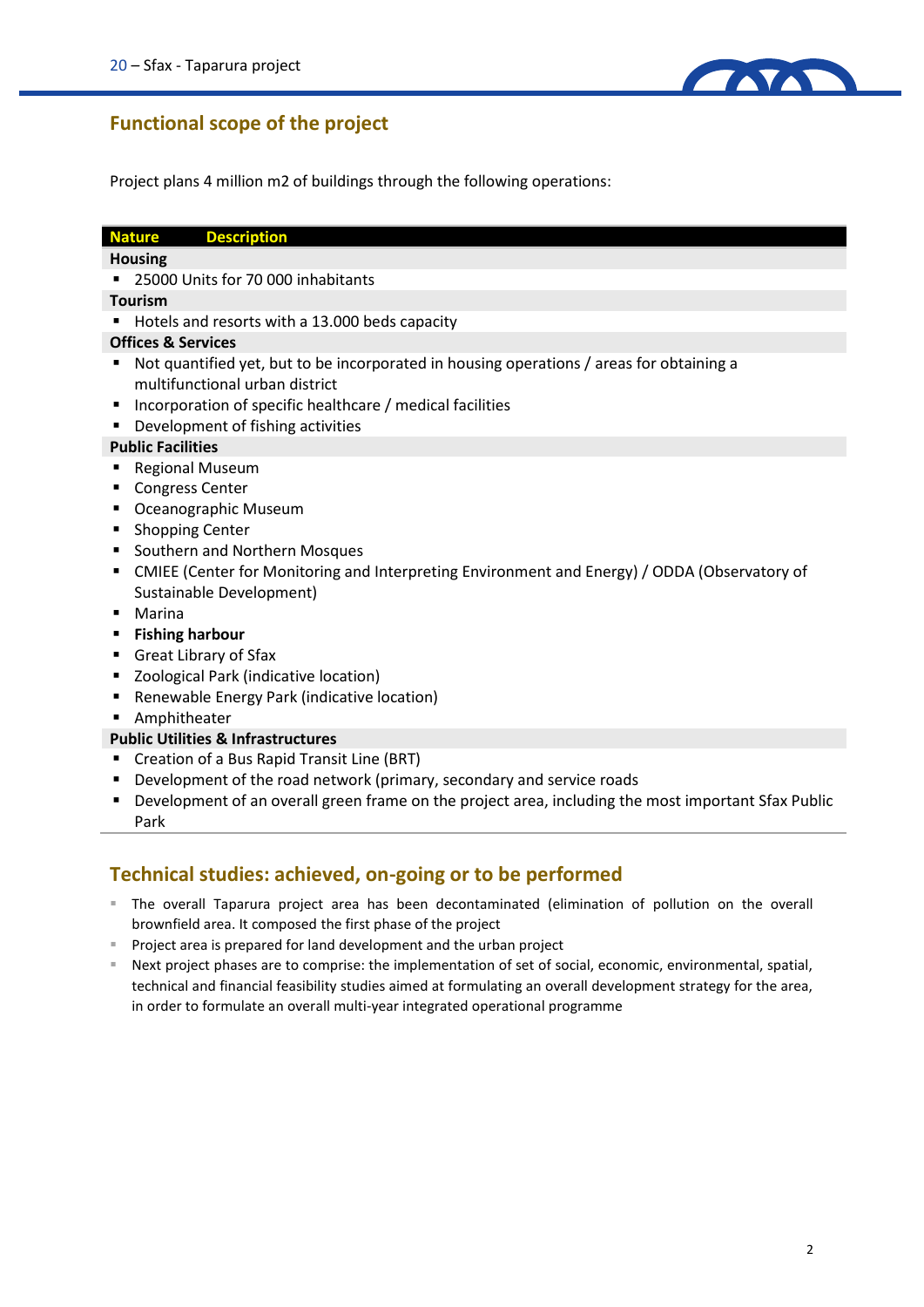## Functional scope of the project

Project plans 4 million m2 of buildings through the following operations:

| Nature | Description |
| --- | --- |
| **Housing** | |
| | ▪ 25000 Units for 70 000 inhabitants |
| **Tourism** | |
| | ▪ Hotels and resorts with a 13.000 beds capacity |
| **Offices & Services** | |
| | ▪ Not quantified yet, but to be incorporated in housing operations / areas for obtaining a multifunctional urban district |
| | ▪ Incorporation of specific healthcare / medical facilities |
| | ▪ Development of fishing activities |
| **Public Facilities** | |
| | ▪ Regional Museum |
| | ▪ Congress Center |
| | ▪ Oceanographic Museum |
| | ▪ Shopping Center |
| | ▪ Southern and Northern Mosques |
| | ▪ CMIEE (Center for Monitoring and Interpreting Environment and Energy) / ODDA (Observatory of Sustainable Development) |
| | ▪ Marina |
| | ▪ **Fishing harbour** |
| | ▪ Great Library of Sfax |
| | ▪ Zoological Park (indicative location) |
| | ▪ Renewable Energy Park (indicative location) |
| | ▪ Amphitheater |
| **Public Utilities & Infrastructures** | |
| | ▪ Creation of a Bus Rapid Transit Line (BRT) |
| | ▪ Development of the road network (primary, secondary and service roads |
| | ▪ Development of an overall green frame on the project area, including the most important Sfax Public Park |

## Technical studies: achieved, on-going or to be performed

- The overall Taparura project area has been decontaminated (elimination of pollution on the overall brownfield area. It composed the first phase of the project
- Project area is prepared for land development and the urban project
- Next project phases are to comprise: the implementation of set of social, economic, environmental, spatial, technical and financial feasibility studies aimed at formulating an overall development strategy for the area, in order to formulate an overall multi-year integrated operational programme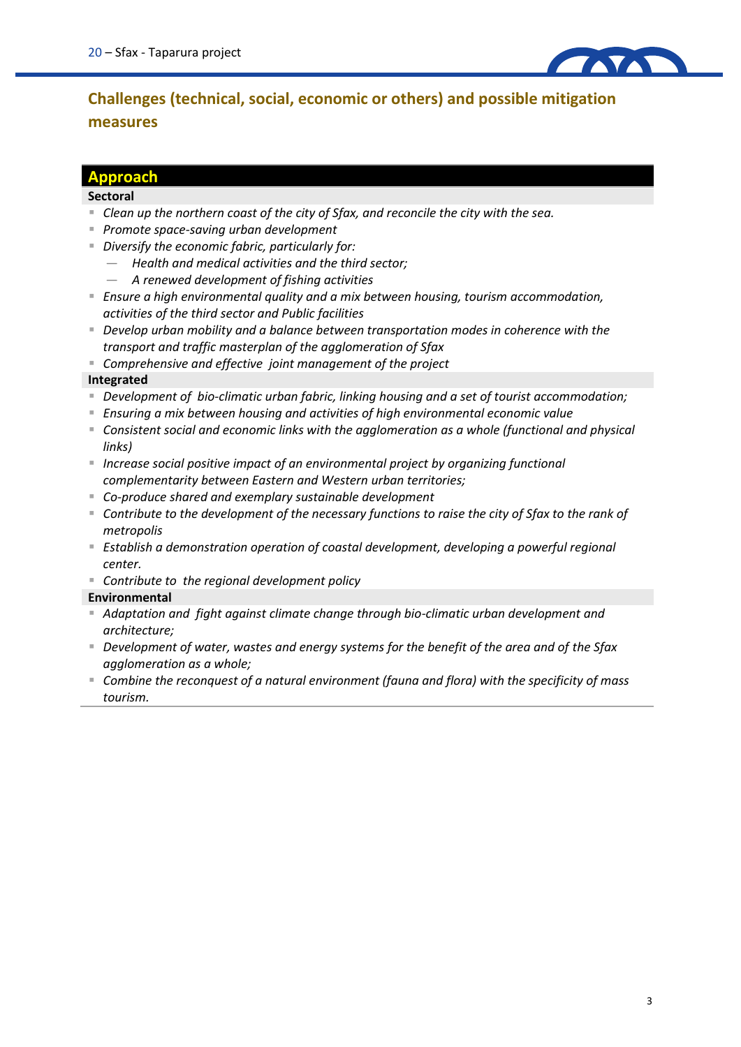## Challenges (technical, social, economic or others) and possible mitigation measures

### Approach

**Sectoral**

- *Clean up the northern coast of the city of Sfax, and reconcile the city with the sea.*
- *Promote space-saving urban development*
- *Diversify the economic fabric, particularly for:*
  - *Health and medical activities and the third sector;*
  - *A renewed development of fishing activities*
- *Ensure a high environmental quality and a mix between housing, tourism accommodation, activities of the third sector and Public facilities*
- *Develop urban mobility and a balance between transportation modes in coherence with the transport and traffic masterplan of the agglomeration of Sfax*
- *Comprehensive and effective joint management of the project*

**Integrated**

- *Development of bio-climatic urban fabric, linking housing and a set of tourist accommodation;*
- *Ensuring a mix between housing and activities of high environmental economic value*
- *Consistent social and economic links with the agglomeration as a whole (functional and physical links)*
- *Increase social positive impact of an environmental project by organizing functional complementarity between Eastern and Western urban territories;*
- *Co-produce shared and exemplary sustainable development*
- *Contribute to the development of the necessary functions to raise the city of Sfax to the rank of metropolis*
- *Establish a demonstration operation of coastal development, developing a powerful regional center.*
- *Contribute to the regional development policy*

**Environmental**

- *Adaptation and fight against climate change through bio-climatic urban development and architecture;*
- *Development of water, wastes and energy systems for the benefit of the area and of the Sfax agglomeration as a whole;*
- *Combine the reconquest of a natural environment (fauna and flora) with the specificity of mass tourism.*